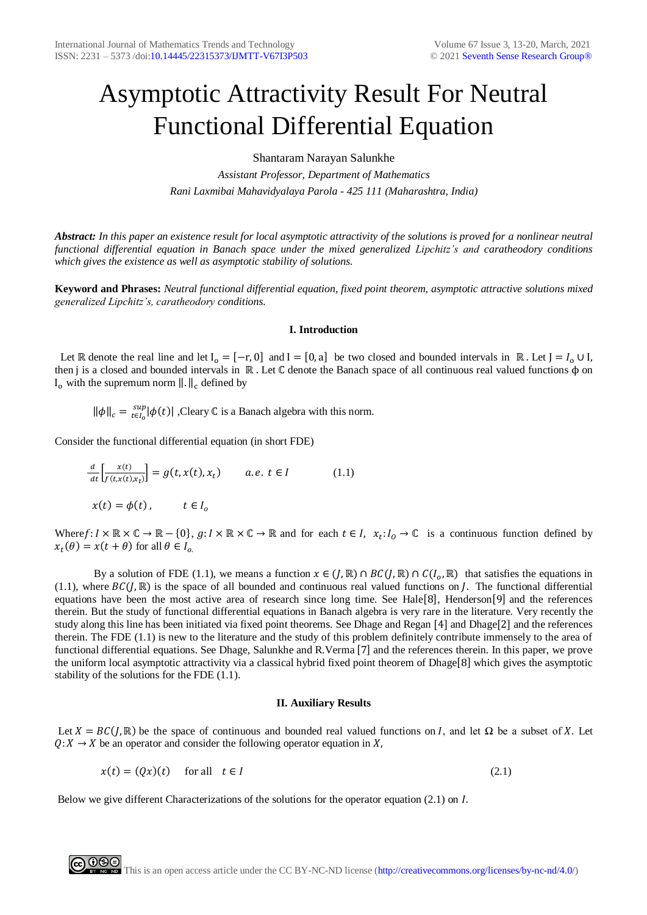# Asymptotic Attractivity Result For Neutral Functional Differential Equation

Shantaram Narayan Salunkhe

*Assistant Professor, Department of Mathematics*

*Rani Laxmibai Mahavidyalaya Parola - 425 111 (Maharashtra, India)*

***Abstract:*** *In this paper an existence result for local asymptotic attractivity of the solutions is proved for a nonlinear neutral functional differential equation in Banach space under the mixed generalized Lipchitz's and caratheodory conditions which gives the existence as well as asymptotic stability of solutions.*

**Keyword and Phrases:** *Neutral functional differential equation, fixed point theorem, asymptotic attractive solutions mixed generalized Lipchitz's, caratheodory conditions.*

## I. Introduction

Let $\mathbb{R}$ denote the real line and let $I_o = [-r, 0]$ and $I = [0, a]$ be two closed and bounded intervals in $\mathbb{R}$. Let $J = I_o \cup I$, then j is a closed and bounded intervals in $\mathbb{R}$. Let $\mathbb{C}$ denote the Banach space of all continuous real valued functions $\phi$ on $I_o$ with the supremum norm $\|.\|_c$ defined by

$\|\phi\|_c = \sup_{t \in I_o} |\phi(t)|$ ,Cleary $\mathbb{C}$ is a Banach algebra with this norm.

Consider the functional differential equation (in short FDE)

$$\frac{d}{dt}\left[\frac{x(t)}{f(t, x(t), x_t)}\right] = g(t, x(t), x_t) \qquad a.e.\ t \in I \qquad (1.1)$$

$$x(t) = \phi(t), \qquad t \in I_o$$

Where $f: I \times \mathbb{R} \times \mathbb{C} \to \mathbb{R} - \{0\}$, $g: I \times \mathbb{R} \times \mathbb{C} \to \mathbb{R}$ and for each $t \in I$, $x_t: I_O \to \mathbb{C}$ is a continuous function defined by $x_t(\theta) = x(t + \theta)$ for all $\theta \in I_o$.

By a solution of FDE (1.1), we means a function $x \in (J, \mathbb{R}) \cap BC(J, \mathbb{R}) \cap C(I_o, \mathbb{R})$ that satisfies the equations in (1.1), where $BC(J, \mathbb{R})$ is the space of all bounded and continuous real valued functions on $J$. The functional differential equations have been the most active area of research since long time. See Hale[8], Henderson[9] and the references therein. But the study of functional differential equations in Banach algebra is very rare in the literature. Very recently the study along this line has been initiated via fixed point theorems. See Dhage and Regan [4] and Dhage[2] and the references therein. The FDE (1.1) is new to the literature and the study of this problem definitely contribute immensely to the area of functional differential equations. See Dhage, Salunkhe and R.Verma [7] and the references therein. In this paper, we prove the uniform local asymptotic attractivity via a classical hybrid fixed point theorem of Dhage[8] which gives the asymptotic stability of the solutions for the FDE (1.1).

## II. Auxiliary Results

Let $X = BC(J, \mathbb{R})$ be the space of continuous and bounded real valued functions on $I$, and let $\Omega$ be a subset of $X$. Let $Q: X \to X$ be an operator and consider the following operator equation in $X$,

$$x(t) = (Qx)(t) \quad \text{for all} \quad t \in I \qquad (2.1)$$

Below we give different Characterizations of the solutions for the operator equation (2.1) on $I$.

This is an open access article under the CC BY-NC-ND license (http://creativecommons.org/licenses/by-nc-nd/4.0/)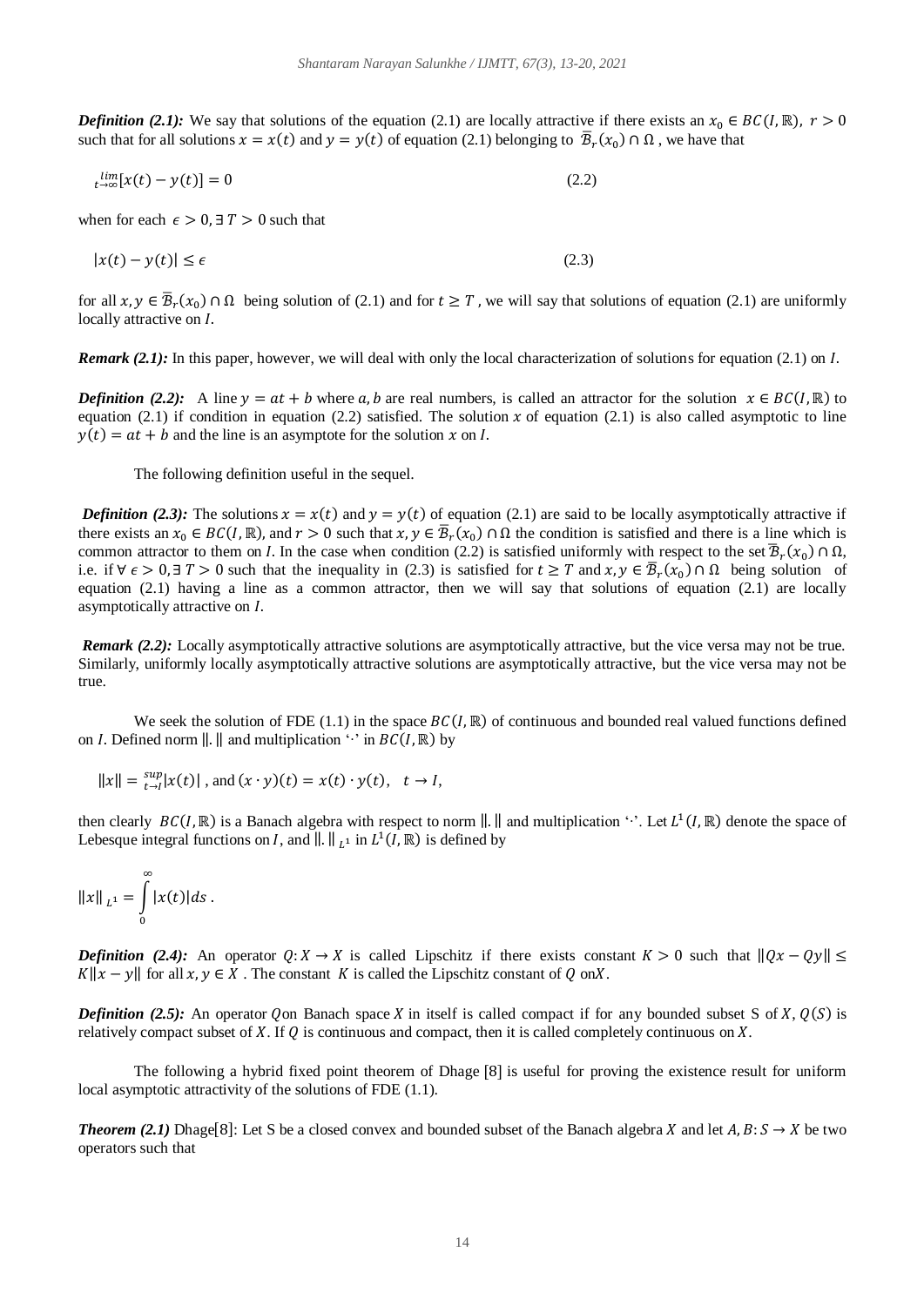***Definition (2.1):*** We say that solutions of the equation (2.1) are locally attractive if there exists an $x_0 \in BC(I,\mathbb{R})$, $r > 0$ such that for all solutions $x = x(t)$ and $y = y(t)$ of equation (2.1) belonging to $\overline{\mathcal{B}}_r(x_0) \cap \Omega$, we have that

$$\lim_{t\to\infty}[x(t) - y(t)] = 0 \qquad (2.2)$$

when for each $\epsilon > 0, \exists\, T > 0$ such that

$$|x(t) - y(t)| \le \epsilon \qquad (2.3)$$

for all $x, y \in \overline{\mathcal{B}}_r(x_0) \cap \Omega$ being solution of (2.1) and for $t \ge T$, we will say that solutions of equation (2.1) are uniformly locally attractive on $I$.

***Remark (2.1):*** In this paper, however, we will deal with only the local characterization of solutions for equation (2.1) on $I$.

***Definition (2.2):*** A line $y = at + b$ where $a, b$ are real numbers, is called an attractor for the solution $x \in BC(I,\mathbb{R})$ to equation (2.1) if condition in equation (2.2) satisfied. The solution $x$ of equation (2.1) is also called asymptotic to line $y(t) = at + b$ and the line is an asymptote for the solution $x$ on $I$.

The following definition useful in the sequel.

***Definition (2.3):*** The solutions $x = x(t)$ and $y = y(t)$ of equation (2.1) are said to be locally asymptotically attractive if there exists an $x_0 \in BC(I,\mathbb{R})$, and $r > 0$ such that $x, y \in \overline{\mathcal{B}}_r(x_0) \cap \Omega$ the condition is satisfied and there is a line which is common attractor to them on $I$. In the case when condition (2.2) is satisfied uniformly with respect to the set $\overline{\mathcal{B}}_r(x_0) \cap \Omega$, i.e. if $\forall\, \epsilon > 0, \exists\, T > 0$ such that the inequality in (2.3) is satisfied for $t \ge T$ and $x, y \in \overline{\mathcal{B}}_r(x_0) \cap \Omega$ being solution of equation (2.1) having a line as a common attractor, then we will say that solutions of equation (2.1) are locally asymptotically attractive on $I$.

***Remark (2.2):*** Locally asymptotically attractive solutions are asymptotically attractive, but the vice versa may not be true. Similarly, uniformly locally asymptotically attractive solutions are asymptotically attractive, but the vice versa may not be true.

We seek the solution of FDE (1.1) in the space $BC(I,\mathbb{R})$ of continuous and bounded real valued functions defined on $I$. Defined norm $\|.\|$ and multiplication '$\cdot$' in $BC(I,\mathbb{R})$ by

$$\|x\| = \sup_{t\to I}|x(t)|\ , \text{ and } (x\cdot y)(t) = x(t)\cdot y(t), \quad t \to I,$$

then clearly $BC(I,\mathbb{R})$ is a Banach algebra with respect to norm $\|.\|$ and multiplication '$\cdot$'. Let $L^1(I,\mathbb{R})$ denote the space of Lebesque integral functions on $I$, and $\|.\|_{L^1}$ in $L^1(I,\mathbb{R})$ is defined by

$$\|x\|_{L^1} = \int_0^\infty |x(t)|ds\ .$$

***Definition (2.4):*** An operator $Q: X \to X$ is called Lipschitz if there exists constant $K > 0$ such that $\|Qx - Qy\| \le K\|x - y\|$ for all $x, y \in X$. The constant $K$ is called the Lipschitz constant of $Q$ on $X$.

***Definition (2.5):*** An operator $Q$ on Banach space $X$ in itself is called compact if for any bounded subset S of $X$, $Q(S)$ is relatively compact subset of $X$. If $Q$ is continuous and compact, then it is called completely continuous on $X$.

The following a hybrid fixed point theorem of Dhage [8] is useful for proving the existence result for uniform local asymptotic attractivity of the solutions of FDE (1.1).

***Theorem (2.1)*** Dhage[8]: Let S be a closed convex and bounded subset of the Banach algebra $X$ and let $A, B: S \to X$ be two operators such that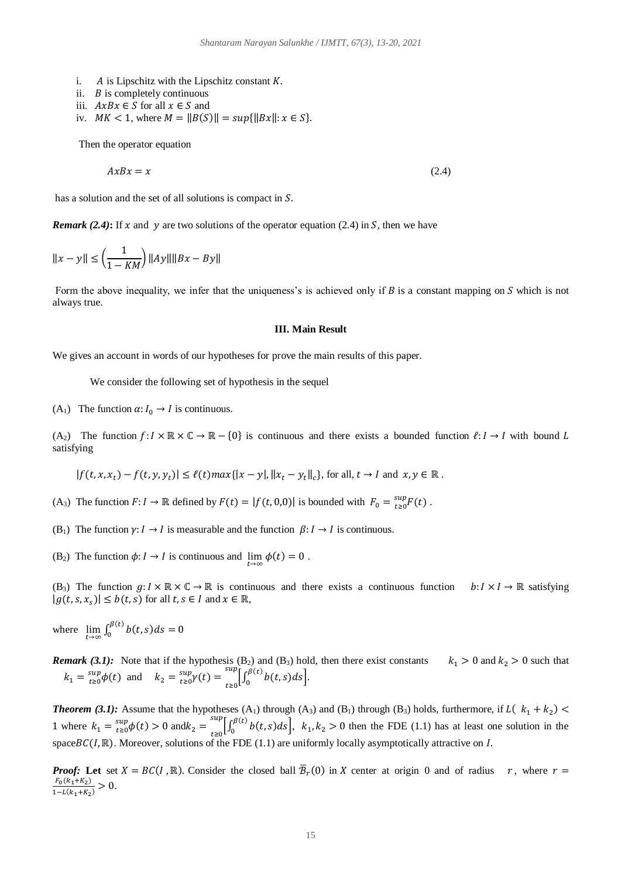i. $A$ is Lipschitz with the Lipschitz constant $K$.
ii. $B$ is completely continuous
iii. $AxBx \in S$ for all $x \in S$ and
iv. $MK < 1$, where $M = \|B(S)\| = sup\{\|Bx\|: x \in S\}$.

Then the operator equation

$$AxBx = x \tag{2.4}$$

has a solution and the set of all solutions is compact in $S$.

***Remark (2.4)*:** If $x$ and $y$ are two solutions of the operator equation (2.4) in $S$, then we have

$$\|x - y\| \leq \left(\frac{1}{1 - KM}\right) \|Ay\| \|Bx - By\|$$

Form the above inequality, we infer that the uniqueness's is achieved only if $B$ is a constant mapping on $S$ which is not always true.

## III. Main Result

We gives an account in words of our hypotheses for prove the main results of this paper.

We consider the following set of hypothesis in the sequel

($A_1$) The function $\alpha: I_0 \to I$ is continuous.

($A_2$) The function $f: I \times \mathbb{R} \times \mathbb{C} \to \mathbb{R} - \{0\}$ is continuous and there exists a bounded function $\ell: I \to I$ with bound $L$ satisfying

$$|f(t, x, x_t) - f(t, y, y_t)| \leq \ell(t) max\{|x - y|, \|x_t - y_t\|_c\}, \text{ for all, } t \to I \text{ and } x, y \in \mathbb{R}.$$

($A_3$) The function $F: I \to \mathbb{R}$ defined by $F(t) = |f(t, 0, 0)|$ is bounded with $F_0 = \sup_{t \geq 0} F(t)$.

($B_1$) The function $\gamma: I \to I$ is measurable and the function $\beta: I \to I$ is continuous.

($B_2$) The function $\phi: I \to I$ is continuous and $\lim_{t \to \infty} \phi(t) = 0$.

($B_3$) The function $g: I \times \mathbb{R} \times \mathbb{C} \to \mathbb{R}$ is continuous and there exists a continuous function $b: I \times I \to \mathbb{R}$ satisfying $|g(t, s, x_s)| \leq b(t, s)$ for all $t, s \in I$ and $x \in \mathbb{R}$,

where $\lim_{t \to \infty} \int_0^{\beta(t)} b(t, s) ds = 0$

***Remark (3.1)*:** Note that if the hypothesis ($B_2$) and ($B_3$) hold, then there exist constants $k_1 > 0$ and $k_2 > 0$ such that $k_1 = \sup_{t \geq 0} \phi(t)$ and $k_2 = \sup_{t \geq 0} \gamma(t) = \sup_{t \geq 0} \left[\int_0^{\beta(t)} b(t, s) ds\right]$.

***Theorem (3.1)*:** Assume that the hypotheses ($A_1$) through ($A_3$) and ($B_1$) through ($B_3$) holds, furthermore, if $L(k_1 + k_2) < 1$ where $k_1 = \sup_{t \geq 0} \phi(t) > 0$ and $k_2 = \sup_{t \geq 0} \left[\int_0^{\beta(t)} b(t, s) ds\right]$, $k_1, k_2 > 0$ then the FDE (1.1) has at least one solution in the space $BC(I, \mathbb{R})$. Moreover, solutions of the FDE (1.1) are uniformly locally asymptotically attractive on $I$.

***Proof*:** Let set $X = BC(I, \mathbb{R})$. Consider the closed ball $\overline{\mathcal{B}}_r(0)$ in $X$ center at origin 0 and of radius $r$, where $r = \frac{F_0(k_1 + K_2)}{1 - L(k_1 + K_2)} > 0$.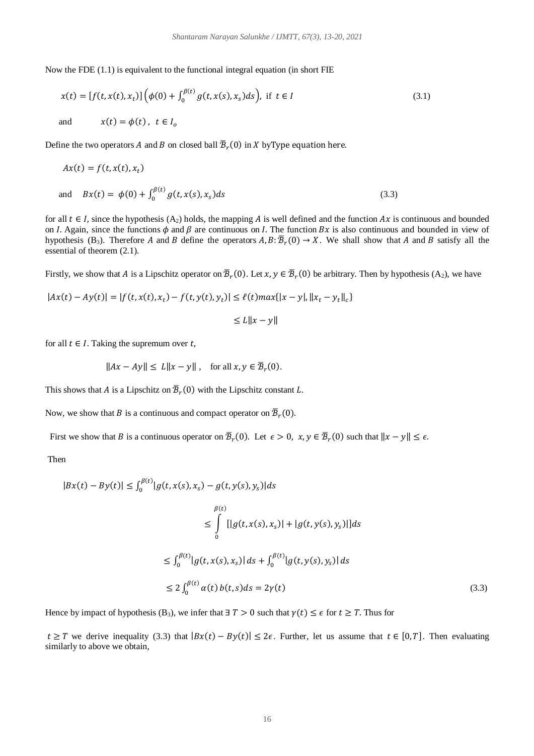Now the FDE (1.1) is equivalent to the functional integral equation (in short FIE

$$x(t) = [f(t, x(t), x_t)] \left(\phi(0) + \int_0^{\beta(t)} g(t, x(s), x_s) ds\right), \text{ if } t \in I \tag{3.1}$$

and $\quad x(t) = \phi(t), \ t \in I_o$

Define the two operators $A$ and $B$ on closed ball $\overline{\mathcal{B}}_r(0)$ in $X$ byType equation here.

$$Ax(t) = f(t, x(t), x_t)$$

and $$Bx(t) = \phi(0) + \int_0^{\beta(t)} g(t, x(s), x_s) ds \tag{3.3}$$

for all $t \in I$, since the hypothesis ($A_2$) holds, the mapping $A$ is well defined and the function $Ax$ is continuous and bounded on $I$. Again, since the functions $\phi$ and $\beta$ are continuous on $I$. The function $Bx$ is also continuous and bounded in view of hypothesis ($B_3$). Therefore $A$ and $B$ define the operators $A, B: \overline{\mathcal{B}}_r(0) \to X$. We shall show that $A$ and $B$ satisfy all the essential of theorem (2.1).

Firstly, we show that $A$ is a Lipschitz operator on $\overline{\mathcal{B}}_r(0)$. Let $x, y \in \overline{\mathcal{B}}_r(0)$ be arbitrary. Then by hypothesis ($A_2$), we have

$$|Ax(t) - Ay(t)| = |f(t, x(t), x_t) - f(t, y(t), y_t)| \leq \ell(t) max\{|x - y|, \|x_t - y_t\|_c\}$$

$$\leq L\|x - y\|$$

for all $t \in I$. Taking the supremum over $t$,

$$\|Ax - Ay\| \leq L\|x - y\|, \quad \text{for all } x, y \in \overline{\mathcal{B}}_r(0).$$

This shows that $A$ is a Lipschitz on $\overline{\mathcal{B}}_r(0)$ with the Lipschitz constant $L$.

Now, we show that $B$ is a continuous and compact operator on $\overline{\mathcal{B}}_r(0)$.

First we show that $B$ is a continuous operator on $\overline{\mathcal{B}}_r(0)$. Let $\epsilon > 0, \ x, y \in \overline{\mathcal{B}}_r(0)$ such that $\|x - y\| \leq \epsilon$.

Then

$$|Bx(t) - By(t)| \leq \int_0^{\beta(t)} |g(t, x(s), x_s) - g(t, y(s), y_s)| ds$$

$$\leq \int_0^{\beta(t)} [|g(t, x(s), x_s)| + |g(t, y(s), y_s)|] ds$$

$$\leq \int_0^{\beta(t)} |g(t, x(s), x_s)| \, ds + \int_0^{\beta(t)} |g(t, y(s), y_s)| \, ds$$

$$\leq 2 \int_0^{\beta(t)} \alpha(t) \, b(t, s) ds = 2\gamma(t) \tag{3.3}$$

Hence by impact of hypothesis ($B_3$), we infer that $\exists \ T > 0$ such that $\gamma(t) \leq \epsilon$ for $t \geq T$. Thus for

$t \geq T$ we derive inequality (3.3) that $|Bx(t) - By(t)| \leq 2\epsilon$. Further, let us assume that $t \in [0, T]$. Then evaluating similarly to above we obtain,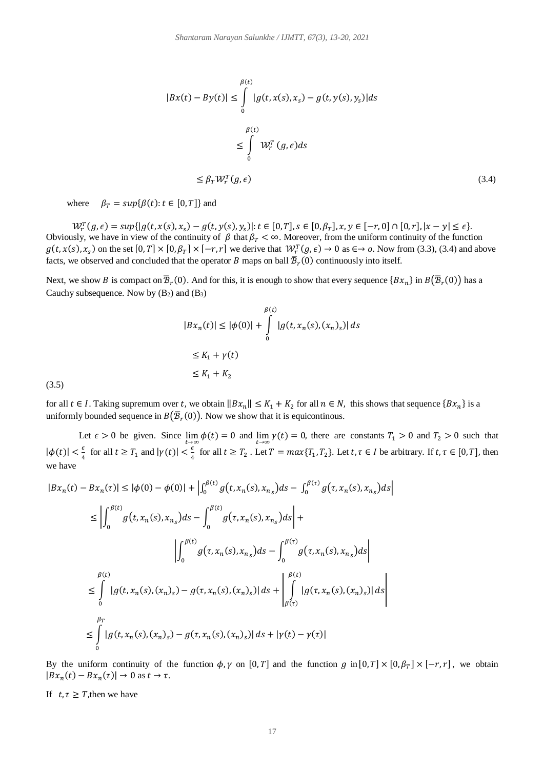$$|Bx(t) - By(t)| \leq \int_0^{\beta(t)} |g(t, x(s), x_s) - g(t, y(s), y_s)| ds$$

$$\leq \int_0^{\beta(t)} \mathcal{W}_r^T(g, \epsilon) ds$$

$$\leq \beta_T \mathcal{W}_r^T(g, \epsilon) \tag{3.4}$$

where $\beta_T = sup\{\beta(t): t \in [0, T]\}$ and

$\mathcal{W}_r^T(g, \epsilon) = sup\{|g(t, x(s), x_s) - g(t, y(s), y_s)|: t \in [0, T], s \in [0, \beta_T], x, y \in [-r, 0] \cap [0, r], |x - y| \leq \epsilon\}$.
Obviously, we have in view of the continuity of $\beta$ that $\beta_T < \infty$. Moreover, from the uniform continuity of the function $g(t, x(s), x_s)$ on the set $[0, T] \times [0, \beta_T] \times [-r, r]$ we derive that $\mathcal{W}_r^T(g, \epsilon) \to 0$ as $\in \to o$. Now from (3.3), (3.4) and above facts, we observed and concluded that the operator $B$ maps on ball $\overline{\mathcal{B}}_r(0)$ continuously into itself.

Next, we show $B$ is compact on $\overline{\mathcal{B}}_r(0)$. And for this, it is enough to show that every sequence $\{Bx_n\}$ in $B(\overline{\mathcal{B}}_r(0))$ has a Cauchy subsequence. Now by ($B_2$) and ($B_3$)

$$|Bx_n(t)| \leq |\phi(0)| + \int_0^{\beta(t)} |g(t, x_n(s), (x_n)_s)| ds$$

$$\leq K_1 + \gamma(t)$$

$$\leq K_1 + K_2 \tag{3.5}$$

for all $t \in I$. Taking supremum over $t$, we obtain $\|Bx_n\| \leq K_1 + K_2$ for all $n \in N$, this shows that sequence $\{Bx_n\}$ is a uniformly bounded sequence in $B(\overline{\mathcal{B}}_r(0))$. Now we show that it is equicontinous.

Let $\epsilon > 0$ be given. Since $\lim_{t\to\infty} \phi(t) = 0$ and $\lim_{t\to\infty} \gamma(t) = 0$, there are constants $T_1 > 0$ and $T_2 > 0$ such that $|\phi(t)| < \frac{\epsilon}{4}$ for all $t \geq T_1$ and $|\gamma(t)| < \frac{\epsilon}{4}$ for all $t \geq T_2$ . Let $T = max\{T_1, T_2\}$. Let $t, \tau \in I$ be arbitrary. If $t, \tau \in [0, T]$, then we have

$$|Bx_n(t) - Bx_n(\tau)| \leq |\phi(0) - \phi(0)| + \left|\int_0^{\beta(t)} g(t, x_n(s), x_{n_s}) ds - \int_0^{\beta(\tau)} g(\tau, x_n(s), x_{n_s}) ds\right|$$

$$\leq \left|\int_0^{\beta(t)} g(t, x_n(s), x_{n_s}) ds - \int_0^{\beta(t)} g(\tau, x_n(s), x_{n_s}) ds\right| +$$

$$\left|\int_0^{\beta(t)} g(\tau, x_n(s), x_{n_s}) ds - \int_0^{\beta(\tau)} g(\tau, x_n(s), x_{n_s}) ds\right|$$

$$\leq \int_0^{\beta(t)} |g(t, x_n(s), (x_n)_s) - g(\tau, x_n(s), (x_n)_s)| ds + \left|\int_{\beta(\tau)}^{\beta(t)} |g(\tau, x_n(s), (x_n)_s)| ds\right|$$

$$\leq \int_0^{\beta_T} |g(t, x_n(s), (x_n)_s) - g(\tau, x_n(s), (x_n)_s)| ds + |\gamma(t) - \gamma(\tau)|$$

By the uniform continuity of the function $\phi, \gamma$ on $[0, T]$ and the function $g$ in $[0, T] \times [0, \beta_T] \times [-r, r]$, we obtain $|Bx_n(t) - Bx_n(\tau)| \to 0$ as $t \to \tau$.

If $t, \tau \geq T$, then we have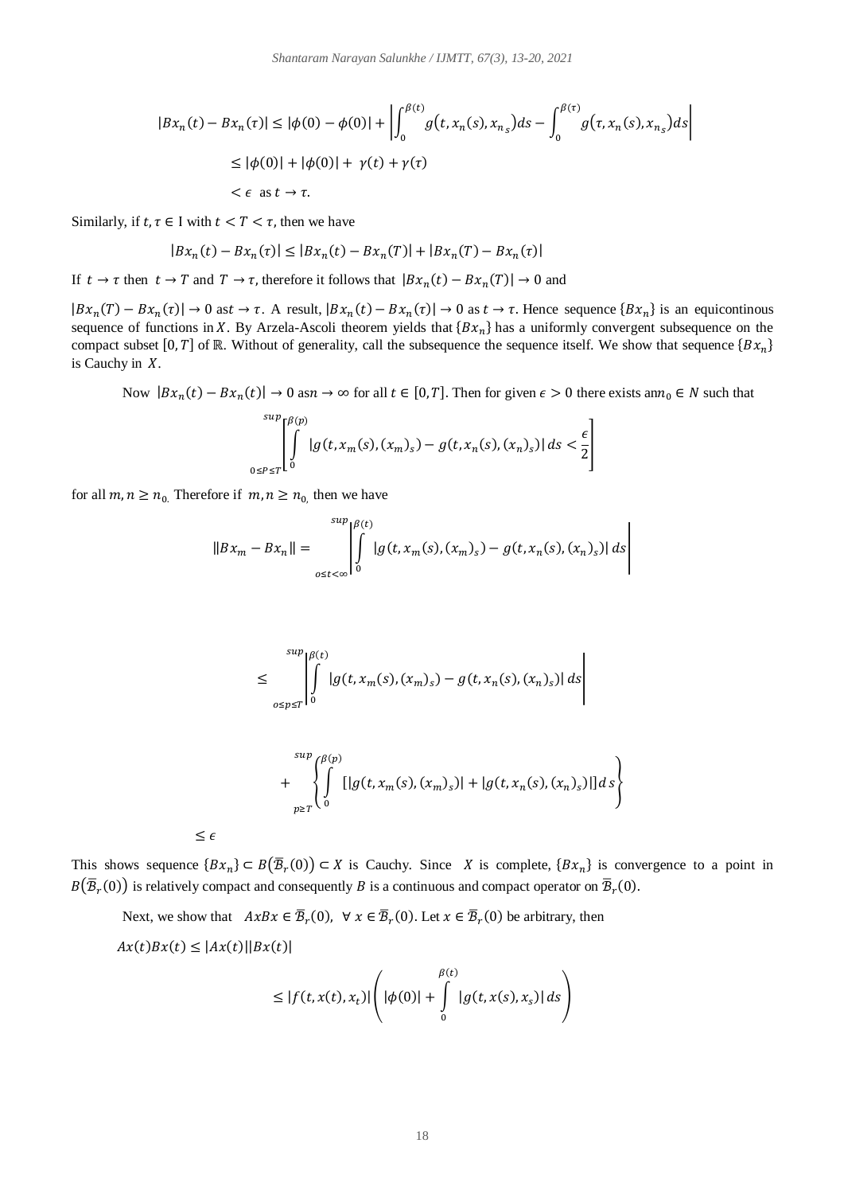$$|Bx_n(t) - Bx_n(\tau)| \le |\phi(0) - \phi(0)| + \left| \int_0^{\beta(t)} g\big(t, x_n(s), x_{n_s}\big) ds - \int_0^{\beta(\tau)} g\big(\tau, x_n(s), x_{n_s}\big) ds \right|$$

$$\le |\phi(0)| + |\phi(0)| + \gamma(t) + \gamma(\tau)$$

$$< \epsilon \ \text{ as } t \to \tau.$$

Similarly, if $t, \tau \in \mathrm{I}$ with $t < T < \tau$, then we have

$$|Bx_n(t) - Bx_n(\tau)| \le |Bx_n(t) - Bx_n(T)| + |Bx_n(T) - Bx_n(\tau)|$$

If $t \to \tau$ then $t \to T$ and $T \to \tau$, therefore it follows that $|Bx_n(t) - Bx_n(T)| \to 0$ and

$|Bx_n(T) - Bx_n(\tau)| \to 0$ as $t \to \tau$. A result, $|Bx_n(t) - Bx_n(\tau)| \to 0$ as $t \to \tau$. Hence sequence $\{Bx_n\}$ is an equicontinous sequence of functions in $X$. By Arzela-Ascoli theorem yields that $\{Bx_n\}$ has a uniformly convergent subsequence on the compact subset $[0, T]$ of $\mathbb{R}$. Without of generality, call the subsequence the sequence itself. We show that sequence $\{Bx_n\}$ is Cauchy in $X$.

Now $|Bx_n(t) - Bx(t)| \to 0$ as $n \to \infty$ for all $t \in [0, T]$. Then for given $\epsilon > 0$ there exists an $n_0 \in N$ such that

$$\sup_{0 \le P \le T} \left[ \int_0^{\beta(p)} |g(t, x_m(s), (x_m)_s) - g(t, x_n(s), (x_n)_s)| \, ds < \frac{\epsilon}{2} \right]$$

for all $m, n \ge n_0$. Therefore if $m, n \ge n_0$, then we have

$$\|Bx_m - Bx_n\| = \sup_{o \le t < \infty} \left| \int_0^{\beta(t)} |g(t, x_m(s), (x_m)_s) - g(t, x_n(s), (x_n)_s)| \, ds \right|$$

$$\le \sup_{o \le p \le T} \left| \int_0^{\beta(t)} |g(t, x_m(s), (x_m)_s) - g(t, x_n(s), (x_n)_s)| \, ds \right|$$

$$+ \sup_{p \ge T} \left\{ \int_0^{\beta(p)} [|g(t, x_m(s), (x_m)_s)| + |g(t, x_n(s), (x_n)_s)|] \, ds \right\}$$

$$\le \epsilon$$

This shows sequence $\{Bx_n\} \subset B\big(\overline{\mathcal{B}}_r(0)\big) \subset X$ is Cauchy. Since $X$ is complete, $\{Bx_n\}$ is convergence to a point in $B\big(\overline{\mathcal{B}}_r(0)\big)$ is relatively compact and consequently $B$ is a continuous and compact operator on $\overline{\mathcal{B}}_r(0)$.

Next, we show that $AxBx \in \overline{\mathcal{B}}_r(0), \ \forall \ x \in \overline{\mathcal{B}}_r(0)$. Let $x \in \overline{\mathcal{B}}_r(0)$ be arbitrary, then

$$Ax(t)Bx(t) \le |Ax(t)||Bx(t)|$$

$$\le |f(t, x(t), x_t)| \left( |\phi(0)| + \int_0^{\beta(t)} |g(t, x(s), x_s)| \, ds \right)$$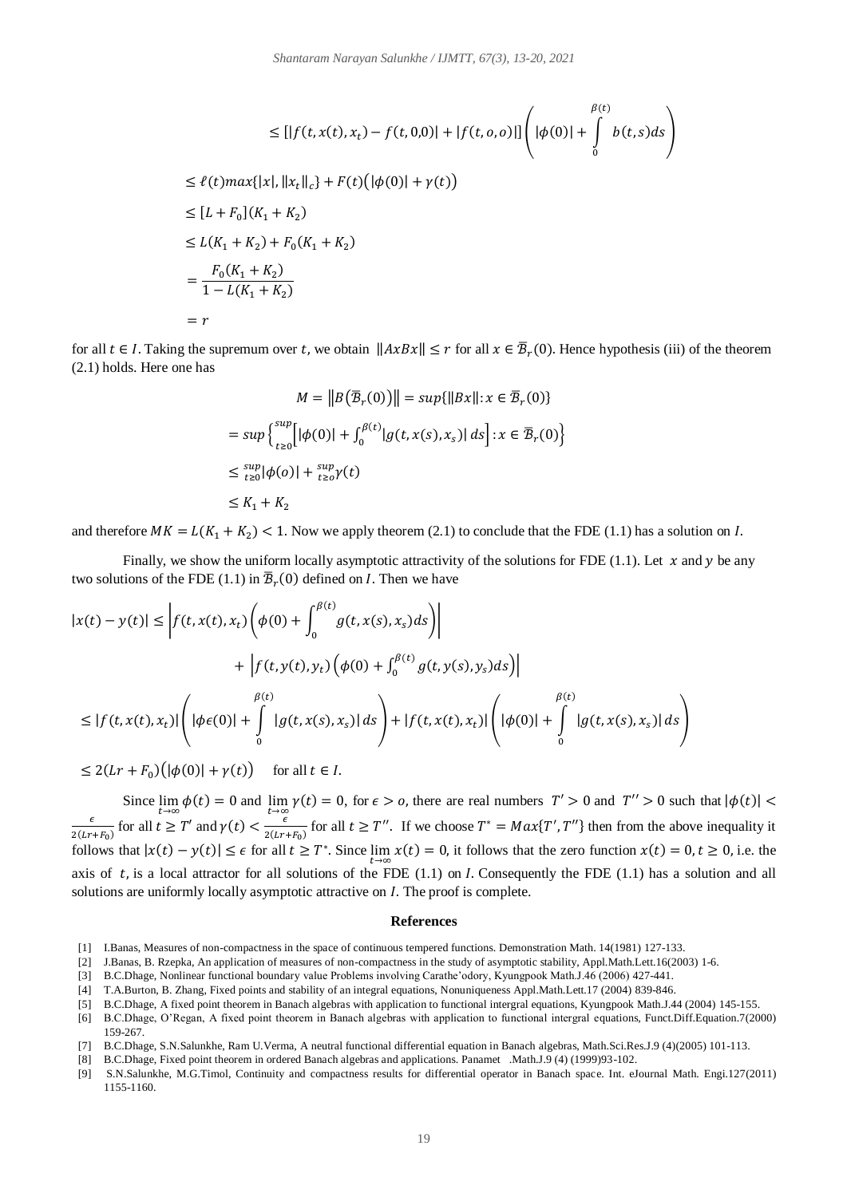$$\leq [|f(t,x(t),x_t) - f(t,0,0)| + |f(t,o,o)|]\left(|\phi(0)| + \int_0^{\beta(t)} b(t,s)ds\right)$$

$$\leq \ell(t)max\{|x|,\|x_t\|_c\} + F(t)\big(|\phi(0)| + \gamma(t)\big)$$

$$\leq [L + F_0](K_1 + K_2)$$

$$\leq L(K_1 + K_2) + F_0(K_1 + K_2)$$

$$= \frac{F_0(K_1 + K_2)}{1 - L(K_1 + K_2)}$$

$$= r$$

for all $t \in I$. Taking the supremum over $t$, we obtain $\|AxBx\| \leq r$ for all $x \in \overline{\mathcal{B}}_r(0)$. Hence hypothesis (iii) of the theorem (2.1) holds. Here one has

$$M = \left\|B\left(\overline{\mathcal{B}}_r(0)\right)\right\| = sup\{\|Bx\|: x \in \overline{\mathcal{B}}_r(0)\}$$

$$= sup\left\{\sup_{t\geq 0}\left[|\phi(0)| + \int_0^{\beta(t)} |g(t,x(s),x_s)|\,ds\right]: x \in \overline{\mathcal{B}}_r(0)\right\}$$

$$\leq \sup_{t\geq 0}|\phi(o)| + \sup_{t\geq o}\gamma(t)$$

$$\leq K_1 + K_2$$

and therefore $MK = L(K_1 + K_2) < 1$. Now we apply theorem (2.1) to conclude that the FDE (1.1) has a solution on $I$.

Finally, we show the uniform locally asymptotic attractivity of the solutions for FDE (1.1). Let $x$ and $y$ be any two solutions of the FDE (1.1) in $\overline{\mathcal{B}}_r(0)$ defined on $I$. Then we have

$$|x(t) - y(t)| \leq \left|f(t,x(t),x_t)\left(\phi(0) + \int_0^{\beta(t)} g(t,x(s),x_s)ds\right)\right|$$

$$+ \left|f(t,y(t),y_t)\left(\phi(0) + \int_0^{\beta(t)} g(t,y(s),y_s)ds\right)\right|$$

$$\leq |f(t,x(t),x_t)|\left(|\phi\epsilon(0)| + \int_0^{\beta(t)} |g(t,x(s),x_s)|\,ds\right) + |f(t,x(t),x_t)|\left(|\phi(0)| + \int_0^{\beta(t)} |g(t,x(s),x_s)|\,ds\right)$$

$$\leq 2(Lr + F_0)\big(|\phi(0)| + \gamma(t)\big) \quad \text{ for all } t \in I.$$

Since $\lim_{t\to\infty}\phi(t) = 0$ and $\lim_{t\to\infty}\gamma(t) = 0$, for $\epsilon > o$, there are real numbers $T' > 0$ and $T'' > 0$ such that $|\phi(t)| < \frac{\epsilon}{2(Lr+F_0)}$ for all $t \geq T'$ and $\gamma(t) < \frac{\epsilon}{2(Lr+F_0)}$ for all $t \geq T''$. If we choose $T^* = Max\{T',T''\}$ then from the above inequality it follows that $|x(t) - y(t)| \leq \epsilon$ for all $t \geq T^*$. Since $\lim_{t\to\infty} x(t) = 0$, it follows that the zero function $x(t) = 0, t \geq 0$, i.e. the axis of $t$, is a local attractor for all solutions of the FDE (1.1) on $I$. Consequently the FDE (1.1) has a solution and all solutions are uniformly locally asymptotic attractive on $I$. The proof is complete.

## References

[1] I.Banas, Measures of non-compactness in the space of continuous tempered functions. Demonstration Math. 14(1981) 127-133.

[2] J.Banas, B. Rzepka, An application of measures of non-compactness in the study of asymptotic stability, Appl.Math.Lett.16(2003) 1-6.

[3] B.C.Dhage, Nonlinear functional boundary value Problems involving Carathe'odory, Kyungpook Math.J.46 (2006) 427-441.

[4] T.A.Burton, B. Zhang, Fixed points and stability of an integral equations, Nonuniqueness Appl.Math.Lett.17 (2004) 839-846.

[5] B.C.Dhage, A fixed point theorem in Banach algebras with application to functional intergral equations, Kyungpook Math.J.44 (2004) 145-155.

[6] B.C.Dhage, O'Regan, A fixed point theorem in Banach algebras with application to functional intergral equations, Funct.Diff.Equation.7(2000) 159-267.

[7] B.C.Dhage, S.N.Salunkhe, Ram U.Verma, A neutral functional differential equation in Banach algebras, Math.Sci.Res.J.9 (4)(2005) 101-113.

[8] B.C.Dhage, Fixed point theorem in ordered Banach algebras and applications. Panamet .Math.J.9 (4) (1999)93-102.

[9] S.N.Salunkhe, M.G.Timol, Continuity and compactness results for differential operator in Banach space. Int. eJournal Math. Engi.127(2011) 1155-1160.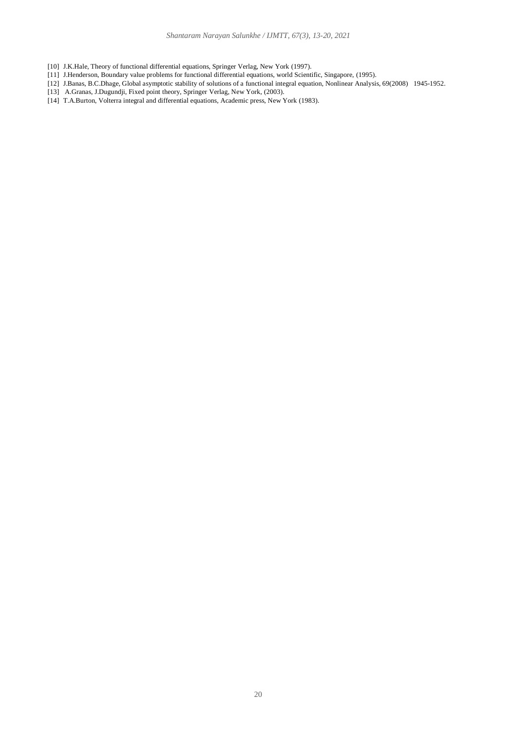[10] J.K.Hale, Theory of functional differential equations, Springer Verlag, New York (1997).

[11] J.Henderson, Boundary value problems for functional differential equations, world Scientific, Singapore, (1995).

[12] J.Banas, B.C.Dhage, Global asymptotic stability of solutions of a functional integral equation, Nonlinear Analysis, 69(2008) 1945-1952.

[13] A.Granas, J.Dugundji, Fixed point theory, Springer Verlag, New York, (2003).

[14] T.A.Burton, Volterra integral and differential equations, Academic press, New York (1983).